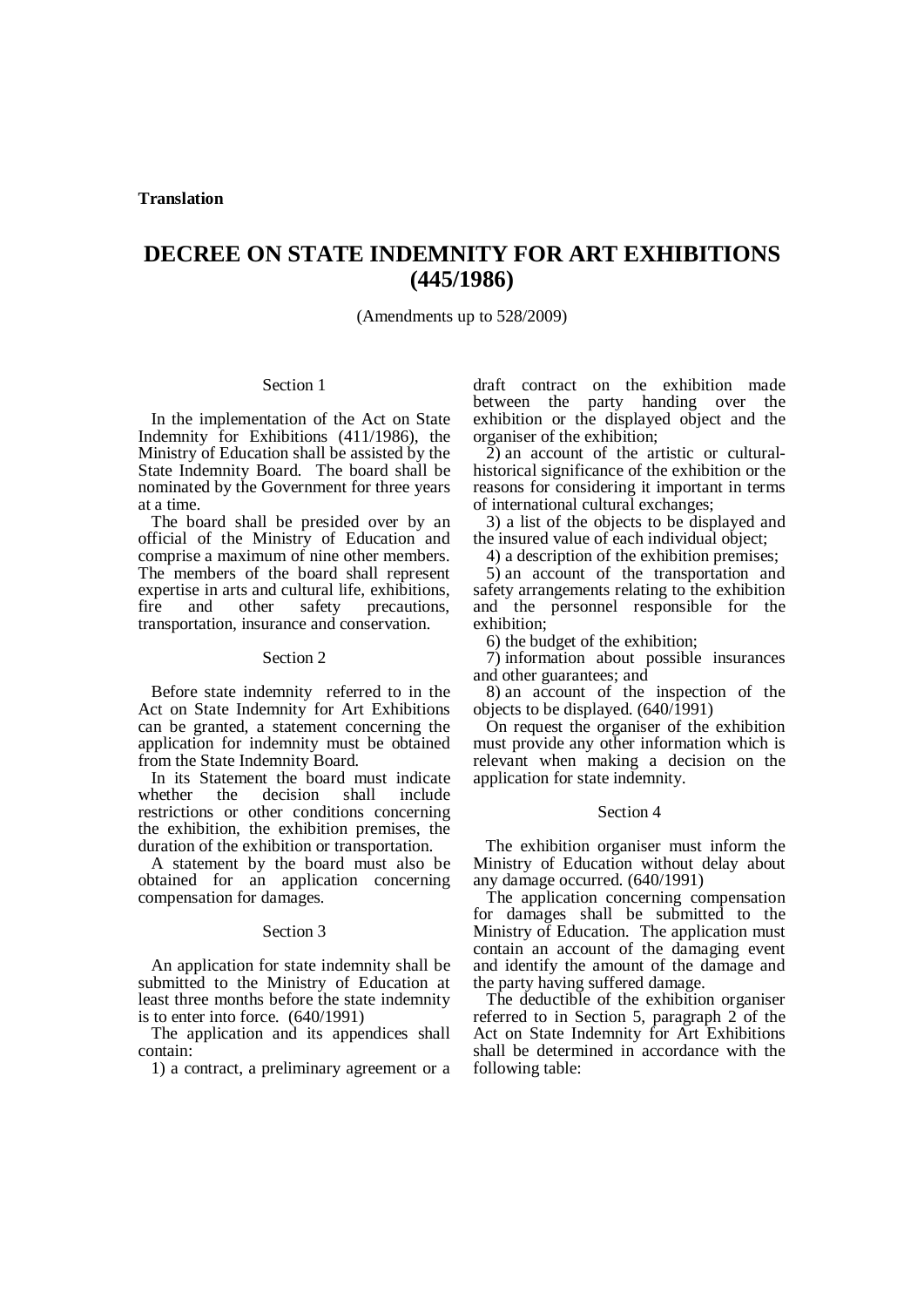**Translation**

# DECREE ON STATE INDEMNITY FOR ART EXHIBITIONS (445/1986)

(Amendments up to 528/2009)

## Section 1

In the implementation of the Act on State Indemnity for Exhibitions (411/1986), the Ministry of Education shall be assisted by the State Indemnity Board. The board shall be nominated by the Government for three years at a time.

The board shall be presided over by an official of the Ministry of Education and comprise a maximum of nine other members. The members of the board shall represent expertise in arts and cultural life, exhibitions, fire and other safety precautions, transportation, insurance and conservation.

## Section 2

Before state indemnity referred to in the Act on State Indemnity for Art Exhibitions can be granted, a statement concerning the application for indemnity must be obtained from the State Indemnity Board.

In its Statement the board must indicate whether the decision shall include restrictions or other conditions concerning the exhibition, the exhibition premises, the duration of the exhibition or transportation.

A statement by the board must also be obtained for an application concerning compensation for damages.

## Section 3

An application for state indemnity shall be submitted to the Ministry of Education at least three months before the state indemnity is to enter into force. (640/1991)

The application and its appendices shall contain:

1) a contract, a preliminary agreement or a draft contract on the exhibition made between the party handing over the exhibition or the displayed object and the organiser of the exhibition;

2) an account of the artistic or cultural-historical significance of the exhibition or the reasons for considering it important in terms of international cultural exchanges;

3) a list of the objects to be displayed and the insured value of each individual object;

4) a description of the exhibition premises;

5) an account of the transportation and safety arrangements relating to the exhibition and the personnel responsible for the exhibition;

6) the budget of the exhibition;

7) information about possible insurances and other guarantees; and

8) an account of the inspection of the objects to be displayed. (640/1991)

On request the organiser of the exhibition must provide any other information which is relevant when making a decision on the application for state indemnity.

## Section 4

The exhibition organiser must inform the Ministry of Education without delay about any damage occurred. (640/1991)

The application concerning compensation for damages shall be submitted to the Ministry of Education. The application must contain an account of the damaging event and identify the amount of the damage and the party having suffered damage.

The deductible of the exhibition organiser referred to in Section 5, paragraph 2 of the Act on State Indemnity for Art Exhibitions shall be determined in accordance with the following table: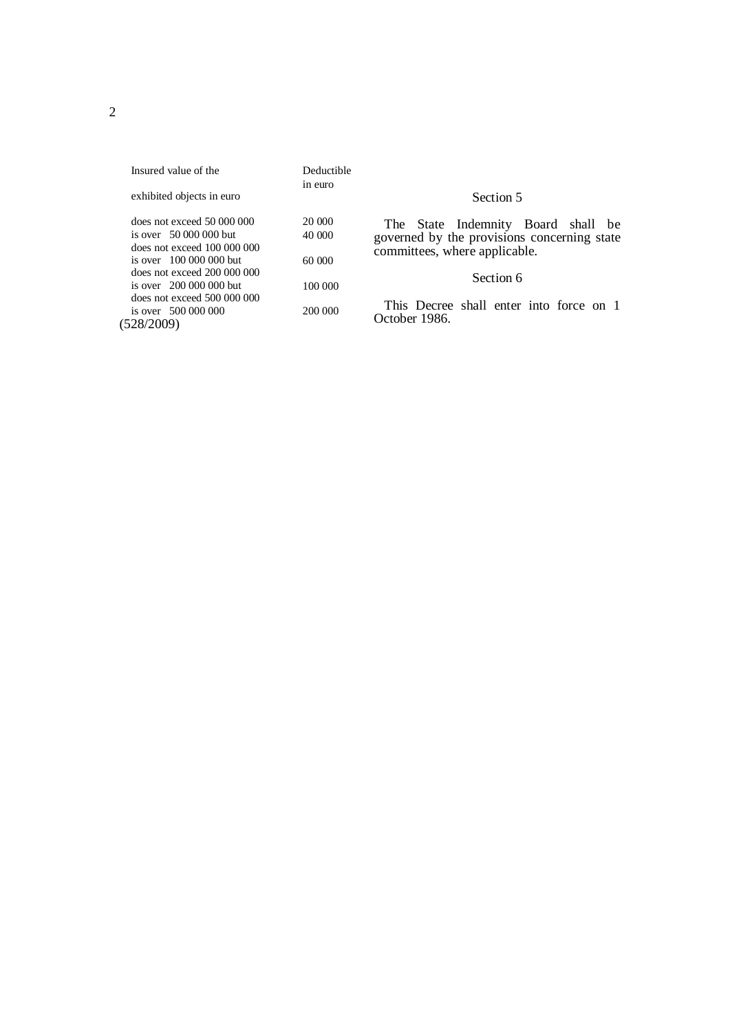| Insured value of the exhibited objects in euro | Deductible in euro |
|---|---|
| does not exceed 50 000 000 | 20 000 |
| is over 50 000 000 but does not exceed 100 000 000 | 40 000 |
| is over 100 000 000 but does not exceed 200 000 000 | 60 000 |
| is over 200 000 000 but does not exceed 500 000 000 | 100 000 |
| is over 500 000 000 | 200 000 |

(528/2009)

Section 5

The State Indemnity Board shall be governed by the provisions concerning state committees, where applicable.

Section 6

This Decree shall enter into force on 1 October 1986.